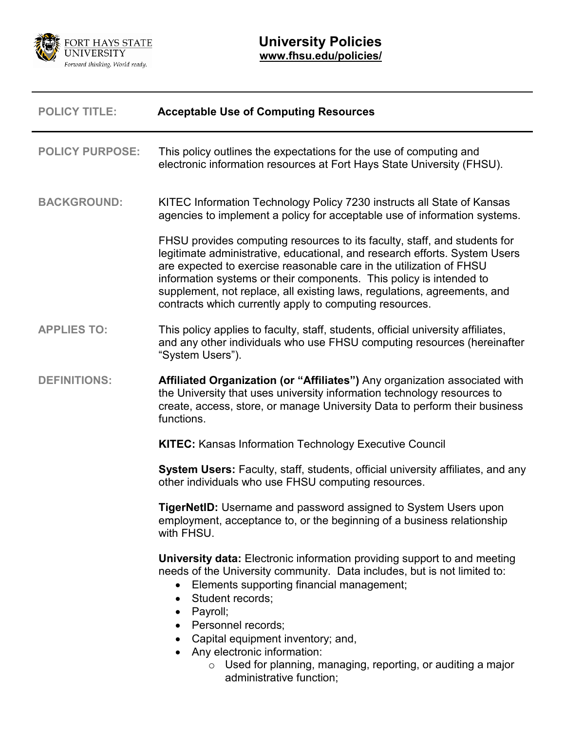FORT HAYS STATE UNIVERSITY
*Forward thinking. World ready.*

# University Policies

**www.fhsu.edu/policies/**

---

**POLICY TITLE:** **Acceptable Use of Computing Resources**

---

**POLICY PURPOSE:** This policy outlines the expectations for the use of computing and electronic information resources at Fort Hays State University (FHSU).

**BACKGROUND:** KITEC Information Technology Policy 7230 instructs all State of Kansas agencies to implement a policy for acceptable use of information systems.

FHSU provides computing resources to its faculty, staff, and students for legitimate administrative, educational, and research efforts. System Users are expected to exercise reasonable care in the utilization of FHSU information systems or their components. This policy is intended to supplement, not replace, all existing laws, regulations, agreements, and contracts which currently apply to computing resources.

**APPLIES TO:** This policy applies to faculty, staff, students, official university affiliates, and any other individuals who use FHSU computing resources (hereinafter "System Users").

**DEFINITIONS:**

**Affiliated Organization (or "Affiliates")** Any organization associated with the University that uses university information technology resources to create, access, store, or manage University Data to perform their business functions.

**KITEC:** Kansas Information Technology Executive Council

**System Users:** Faculty, staff, students, official university affiliates, and any other individuals who use FHSU computing resources.

**TigerNetID:** Username and password assigned to System Users upon employment, acceptance to, or the beginning of a business relationship with FHSU.

**University data:** Electronic information providing support to and meeting needs of the University community. Data includes, but is not limited to:

- Elements supporting financial management;
- Student records;
- Payroll;
- Personnel records;
- Capital equipment inventory; and,
- Any electronic information:
  - Used for planning, managing, reporting, or auditing a major administrative function;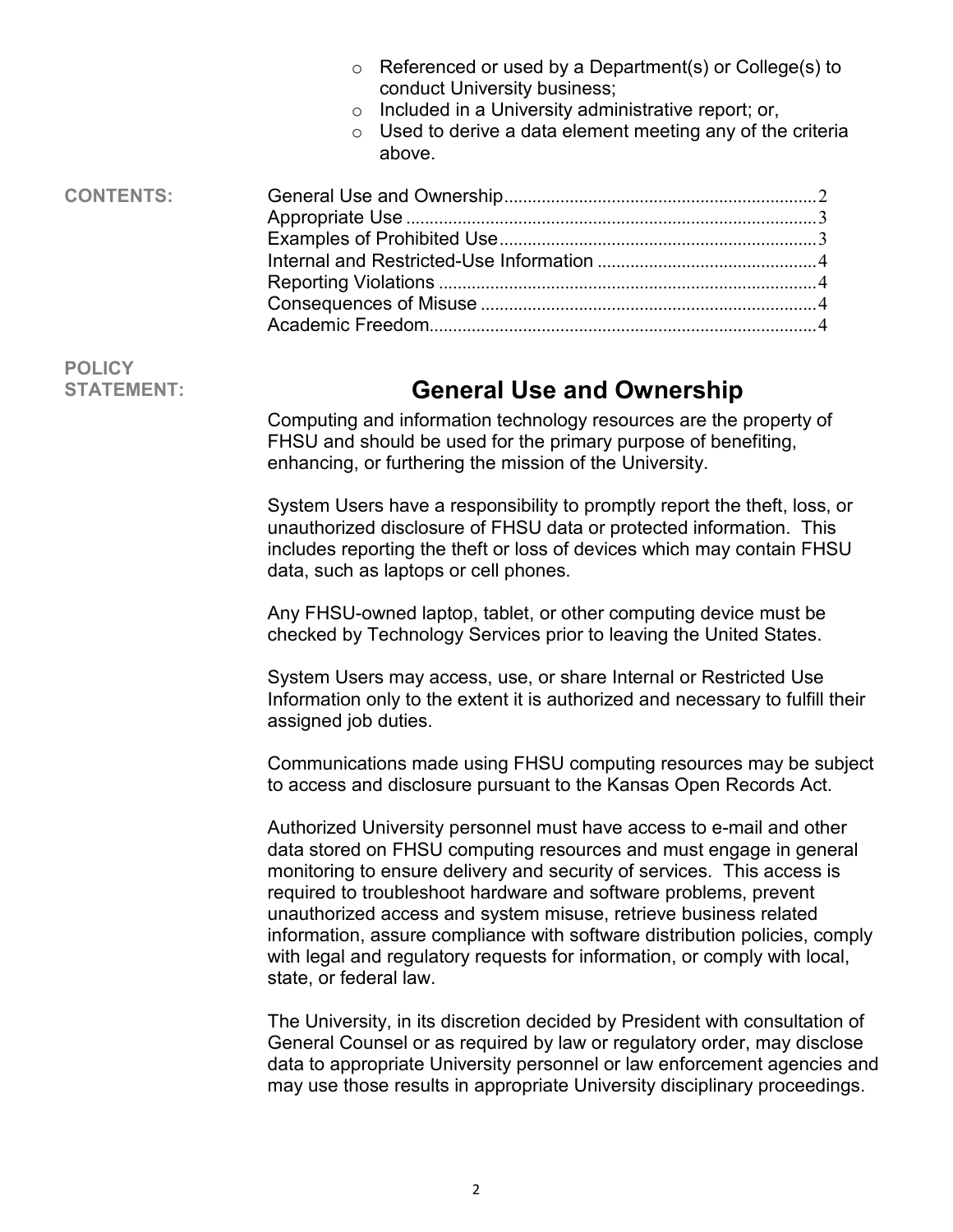- Referenced or used by a Department(s) or College(s) to conduct University business;
- Included in a University administrative report; or,
- Used to derive a data element meeting any of the criteria above.

**CONTENTS:**

| | |
|---|---|
| General Use and Ownership | 2 |
| Appropriate Use | 3 |
| Examples of Prohibited Use | 3 |
| Internal and Restricted-Use Information | 4 |
| Reporting Violations | 4 |
| Consequences of Misuse | 4 |
| Academic Freedom | 4 |

**POLICY STATEMENT:**

## General Use and Ownership

Computing and information technology resources are the property of FHSU and should be used for the primary purpose of benefiting, enhancing, or furthering the mission of the University.

System Users have a responsibility to promptly report the theft, loss, or unauthorized disclosure of FHSU data or protected information. This includes reporting the theft or loss of devices which may contain FHSU data, such as laptops or cell phones.

Any FHSU-owned laptop, tablet, or other computing device must be checked by Technology Services prior to leaving the United States.

System Users may access, use, or share Internal or Restricted Use Information only to the extent it is authorized and necessary to fulfill their assigned job duties.

Communications made using FHSU computing resources may be subject to access and disclosure pursuant to the Kansas Open Records Act.

Authorized University personnel must have access to e-mail and other data stored on FHSU computing resources and must engage in general monitoring to ensure delivery and security of services. This access is required to troubleshoot hardware and software problems, prevent unauthorized access and system misuse, retrieve business related information, assure compliance with software distribution policies, comply with legal and regulatory requests for information, or comply with local, state, or federal law.

The University, in its discretion decided by President with consultation of General Counsel or as required by law or regulatory order, may disclose data to appropriate University personnel or law enforcement agencies and may use those results in appropriate University disciplinary proceedings.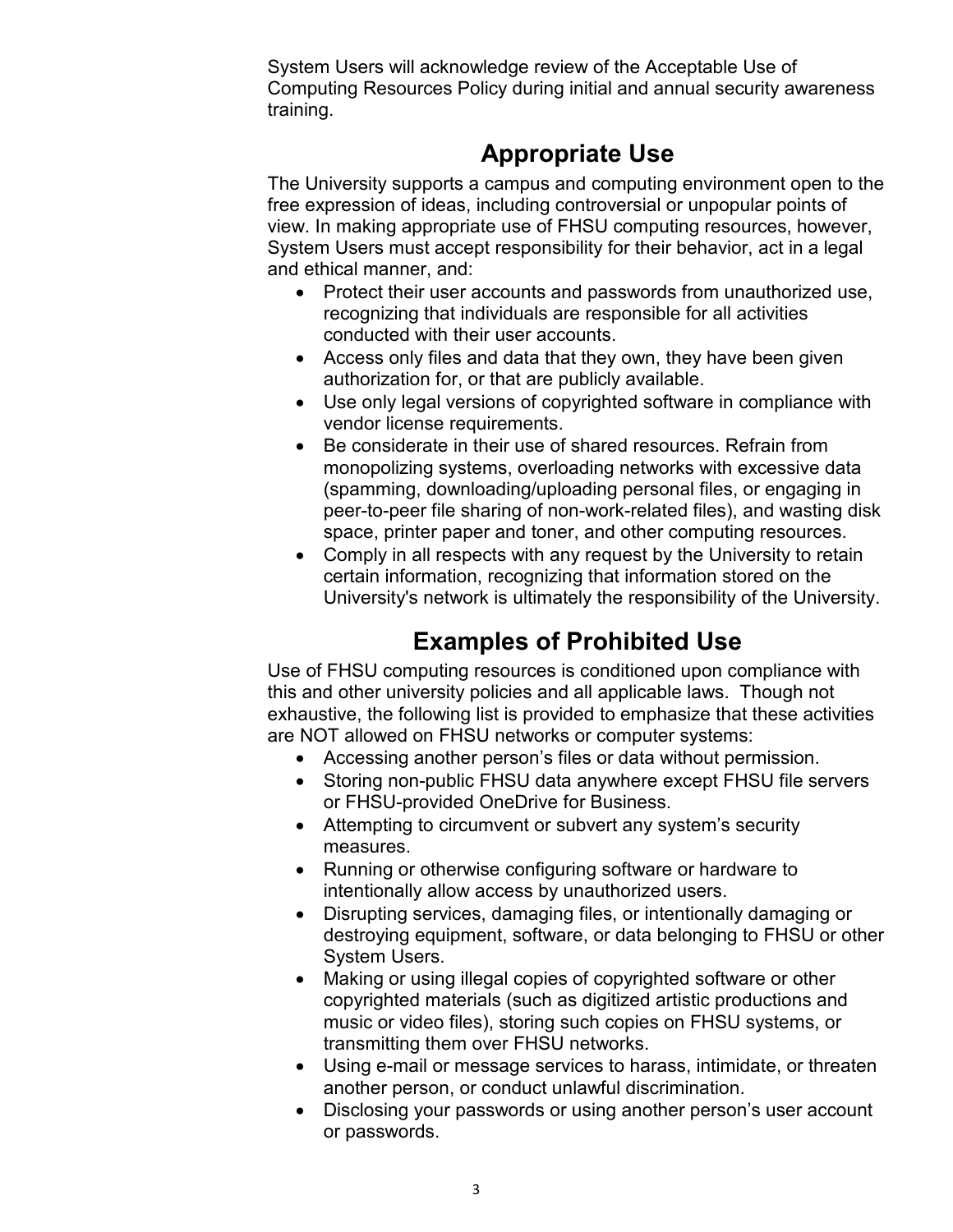System Users will acknowledge review of the Acceptable Use of Computing Resources Policy during initial and annual security awareness training.

## Appropriate Use

The University supports a campus and computing environment open to the free expression of ideas, including controversial or unpopular points of view. In making appropriate use of FHSU computing resources, however, System Users must accept responsibility for their behavior, act in a legal and ethical manner, and:

- Protect their user accounts and passwords from unauthorized use, recognizing that individuals are responsible for all activities conducted with their user accounts.
- Access only files and data that they own, they have been given authorization for, or that are publicly available.
- Use only legal versions of copyrighted software in compliance with vendor license requirements.
- Be considerate in their use of shared resources. Refrain from monopolizing systems, overloading networks with excessive data (spamming, downloading/uploading personal files, or engaging in peer-to-peer file sharing of non-work-related files), and wasting disk space, printer paper and toner, and other computing resources.
- Comply in all respects with any request by the University to retain certain information, recognizing that information stored on the University's network is ultimately the responsibility of the University.

## Examples of Prohibited Use

Use of FHSU computing resources is conditioned upon compliance with this and other university policies and all applicable laws. Though not exhaustive, the following list is provided to emphasize that these activities are NOT allowed on FHSU networks or computer systems:

- Accessing another person's files or data without permission.
- Storing non-public FHSU data anywhere except FHSU file servers or FHSU-provided OneDrive for Business.
- Attempting to circumvent or subvert any system's security measures.
- Running or otherwise configuring software or hardware to intentionally allow access by unauthorized users.
- Disrupting services, damaging files, or intentionally damaging or destroying equipment, software, or data belonging to FHSU or other System Users.
- Making or using illegal copies of copyrighted software or other copyrighted materials (such as digitized artistic productions and music or video files), storing such copies on FHSU systems, or transmitting them over FHSU networks.
- Using e-mail or message services to harass, intimidate, or threaten another person, or conduct unlawful discrimination.
- Disclosing your passwords or using another person's user account or passwords.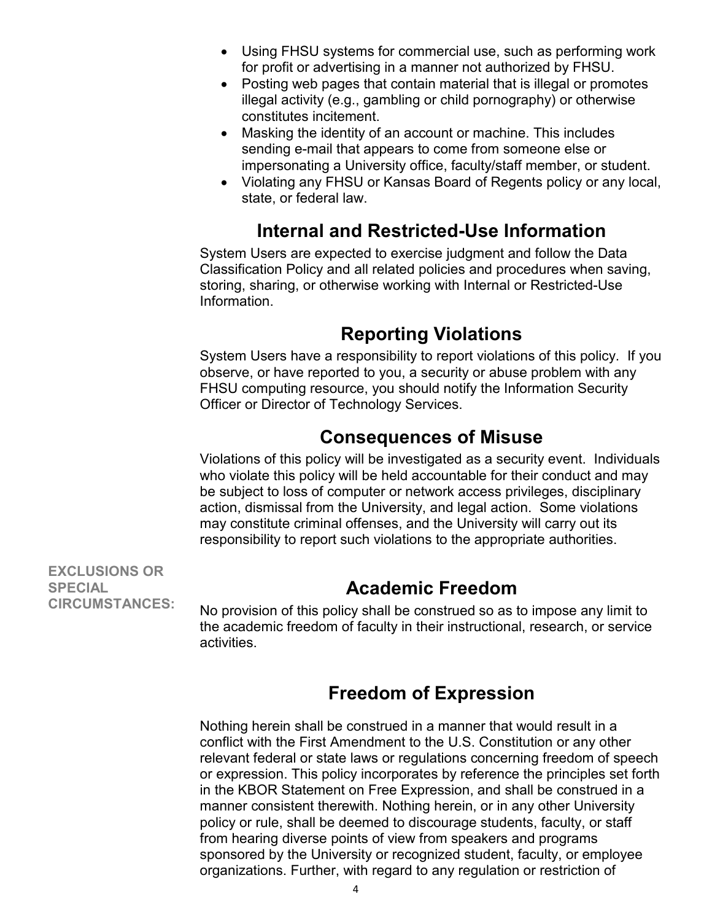- Using FHSU systems for commercial use, such as performing work for profit or advertising in a manner not authorized by FHSU.
- Posting web pages that contain material that is illegal or promotes illegal activity (e.g., gambling or child pornography) or otherwise constitutes incitement.
- Masking the identity of an account or machine. This includes sending e-mail that appears to come from someone else or impersonating a University office, faculty/staff member, or student.
- Violating any FHSU or Kansas Board of Regents policy or any local, state, or federal law.

## Internal and Restricted-Use Information

System Users are expected to exercise judgment and follow the Data Classification Policy and all related policies and procedures when saving, storing, sharing, or otherwise working with Internal or Restricted-Use Information.

## Reporting Violations

System Users have a responsibility to report violations of this policy. If you observe, or have reported to you, a security or abuse problem with any FHSU computing resource, you should notify the Information Security Officer or Director of Technology Services.

## Consequences of Misuse

Violations of this policy will be investigated as a security event. Individuals who violate this policy will be held accountable for their conduct and may be subject to loss of computer or network access privileges, disciplinary action, dismissal from the University, and legal action. Some violations may constitute criminal offenses, and the University will carry out its responsibility to report such violations to the appropriate authorities.

**EXCLUSIONS OR SPECIAL CIRCUMSTANCES:**

## Academic Freedom

No provision of this policy shall be construed so as to impose any limit to the academic freedom of faculty in their instructional, research, or service activities.

## Freedom of Expression

Nothing herein shall be construed in a manner that would result in a conflict with the First Amendment to the U.S. Constitution or any other relevant federal or state laws or regulations concerning freedom of speech or expression. This policy incorporates by reference the principles set forth in the KBOR Statement on Free Expression, and shall be construed in a manner consistent therewith. Nothing herein, or in any other University policy or rule, shall be deemed to discourage students, faculty, or staff from hearing diverse points of view from speakers and programs sponsored by the University or recognized student, faculty, or employee organizations. Further, with regard to any regulation or restriction of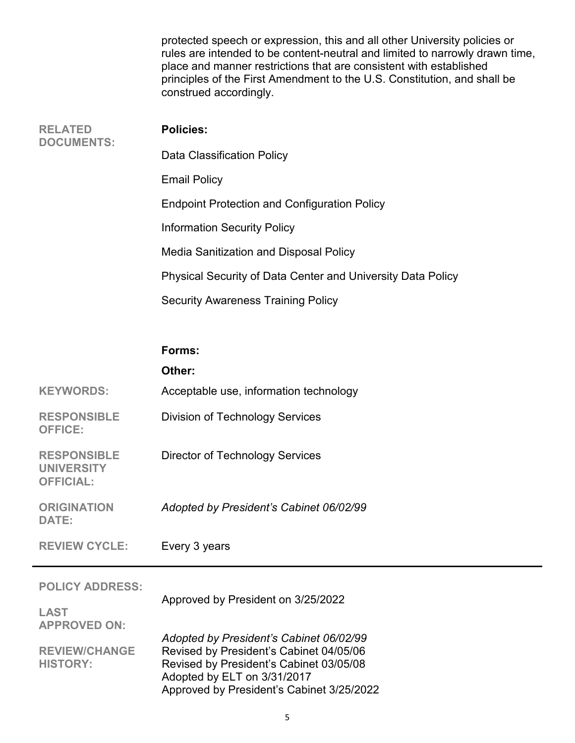protected speech or expression, this and all other University policies or rules are intended to be content-neutral and limited to narrowly drawn time, place and manner restrictions that are consistent with established principles of the First Amendment to the U.S. Constitution, and shall be construed accordingly.

**RELATED DOCUMENTS:**

**Policies:**

Data Classification Policy

Email Policy

Endpoint Protection and Configuration Policy

Information Security Policy

Media Sanitization and Disposal Policy

Physical Security of Data Center and University Data Policy

Security Awareness Training Policy

**Forms:**

**Other:**

**KEYWORDS:** Acceptable use, information technology

**RESPONSIBLE OFFICE:** Division of Technology Services

**RESPONSIBLE UNIVERSITY OFFICIAL:** Director of Technology Services

**ORIGINATION DATE:** *Adopted by President's Cabinet 06/02/99*

**REVIEW CYCLE:** Every 3 years

---

**POLICY ADDRESS:**

**LAST APPROVED ON:** Approved by President on 3/25/2022

**REVIEW/CHANGE HISTORY:**

*Adopted by President's Cabinet 06/02/99*
Revised by President's Cabinet 04/05/06
Revised by President's Cabinet 03/05/08
Adopted by ELT on 3/31/2017
Approved by President's Cabinet 3/25/2022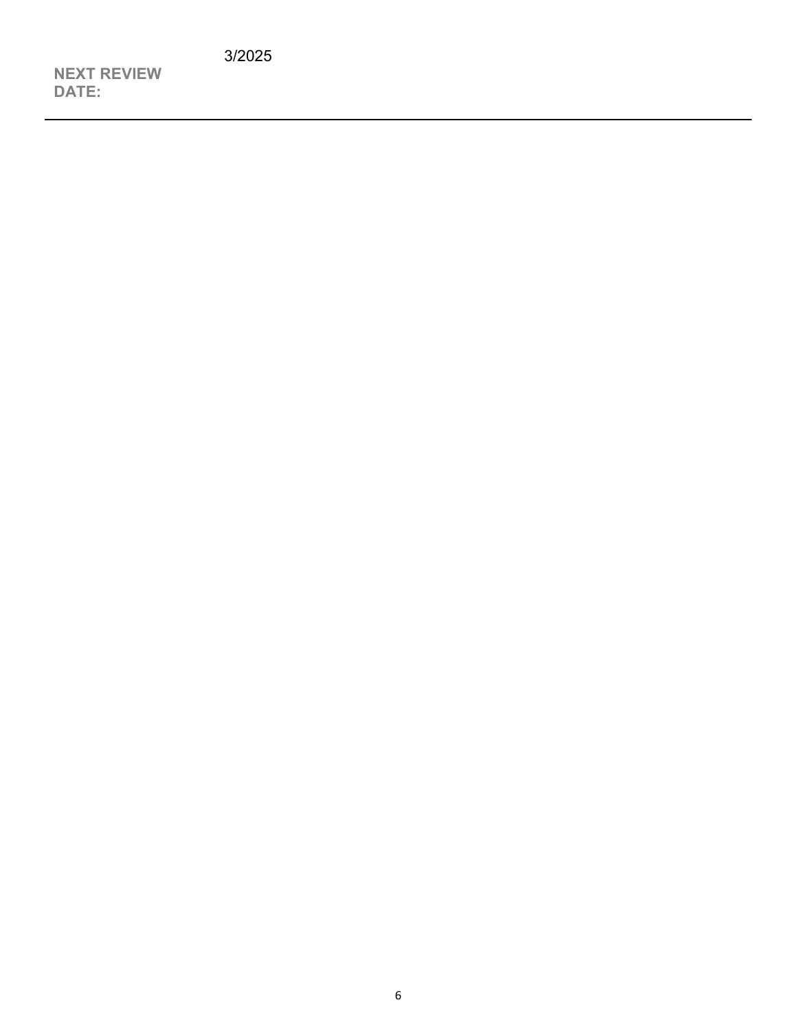| | |
|---|---|
| **NEXT REVIEW DATE:** | 3/2025 |